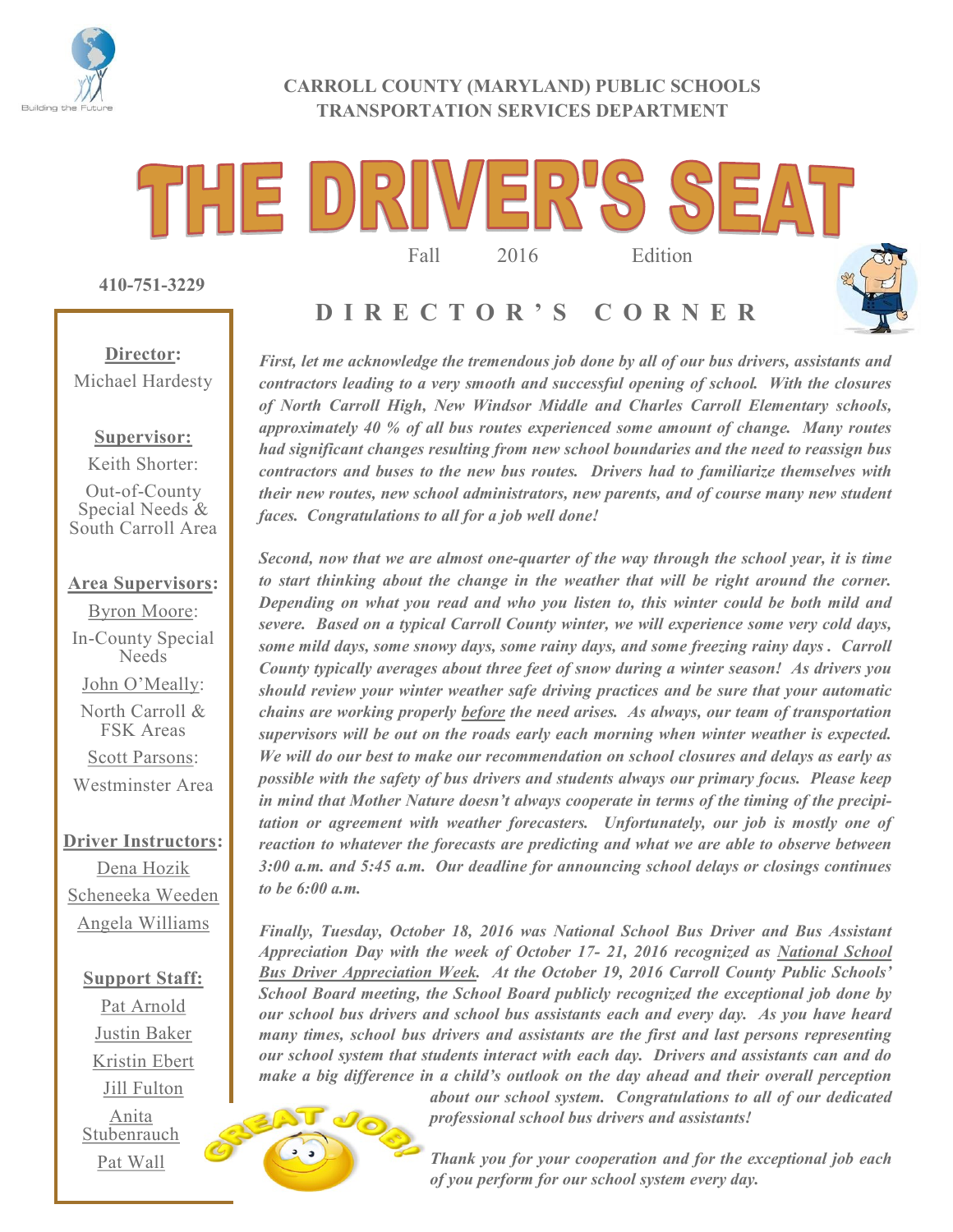CARROLL COUNTY (MARYLAND) PUBLIC SCHOOLS
TRANSPORTATION SERVICES DEPARTMENT

# THE DRIVER'S SEAT

Fall 2016 Edition

410-751-3229

**Director:**
Michael Hardesty

**Supervisor:**
Keith Shorter:
Out-of-County Special Needs & South Carroll Area

**Area Supervisors:**
Byron Moore:
In-County Special Needs
John O'Meally:
North Carroll & FSK Areas
Scott Parsons:
Westminster Area

**Driver Instructors:**
Dena Hozik
Scheneeka Weeden
Angela Williams

**Support Staff:**
Pat Arnold
Justin Baker
Kristin Ebert
Jill Fulton
Anita Stubenrauch
Pat Wall

## DIRECTOR'S CORNER

***First, let me acknowledge the tremendous job done by all of our bus drivers, assistants and contractors leading to a very smooth and successful opening of school. With the closures of North Carroll High, New Windsor Middle and Charles Carroll Elementary schools, approximately 40 % of all bus routes experienced some amount of change. Many routes had significant changes resulting from new school boundaries and the need to reassign bus contractors and buses to the new bus routes. Drivers had to familiarize themselves with their new routes, new school administrators, new parents, and of course many new student faces. Congratulations to all for a job well done!***

***Second, now that we are almost one-quarter of the way through the school year, it is time to start thinking about the change in the weather that will be right around the corner. Depending on what you read and who you listen to, this winter could be both mild and severe. Based on a typical Carroll County winter, we will experience some very cold days, some mild days, some snowy days, some rainy days, and some freezing rainy days . Carroll County typically averages about three feet of snow during a winter season! As drivers you should review your winter weather safe driving practices and be sure that your automatic chains are working properly before the need arises. As always, our team of transportation supervisors will be out on the roads early each morning when winter weather is expected. We will do our best to make our recommendation on school closures and delays as early as possible with the safety of bus drivers and students always our primary focus. Please keep in mind that Mother Nature doesn't always cooperate in terms of the timing of the precipitation or agreement with weather forecasters. Unfortunately, our job is mostly one of reaction to whatever the forecasts are predicting and what we are able to observe between 3:00 a.m. and 5:45 a.m. Our deadline for announcing school delays or closings continues to be 6:00 a.m.***

***Finally, Tuesday, October 18, 2016 was National School Bus Driver and Bus Assistant Appreciation Day with the week of October 17- 21, 2016 recognized as National School Bus Driver Appreciation Week. At the October 19, 2016 Carroll County Public Schools' School Board meeting, the School Board publicly recognized the exceptional job done by our school bus drivers and school bus assistants each and every day. As you have heard many times, school bus drivers and assistants are the first and last persons representing our school system that students interact with each day. Drivers and assistants can and do make a big difference in a child's outlook on the day ahead and their overall perception about our school system. Congratulations to all of our dedicated professional school bus drivers and assistants!***

***Thank you for your cooperation and for the exceptional job each of you perform for our school system every day.***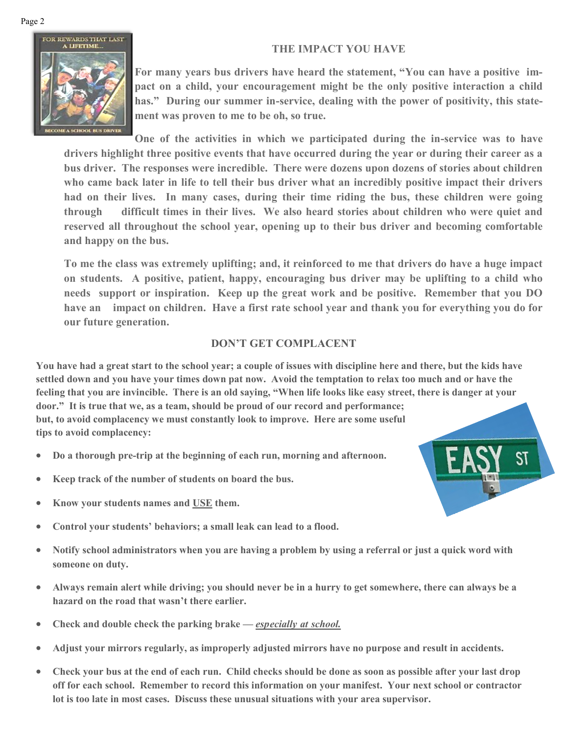## THE IMPACT YOU HAVE

**For many years bus drivers have heard the statement, "You can have a positive impact on a child, your encouragement might be the only positive interaction a child has." During our summer in-service, dealing with the power of positivity, this statement was proven to me to be oh, so true.**

**One of the activities in which we participated during the in-service was to have drivers highlight three positive events that have occurred during the year or during their career as a bus driver. The responses were incredible. There were dozens upon dozens of stories about children who came back later in life to tell their bus driver what an incredibly positive impact their drivers had on their lives. In many cases, during their time riding the bus, these children were going through difficult times in their lives. We also heard stories about children who were quiet and reserved all throughout the school year, opening up to their bus driver and becoming comfortable and happy on the bus.**

**To me the class was extremely uplifting; and, it reinforced to me that drivers do have a huge impact on students. A positive, patient, happy, encouraging bus driver may be uplifting to a child who needs support or inspiration. Keep up the great work and be positive. Remember that you DO have an impact on children. Have a first rate school year and thank you for everything you do for our future generation.**

## DON'T GET COMPLACENT

**You have had a great start to the school year; a couple of issues with discipline here and there, but the kids have settled down and you have your times down pat now. Avoid the temptation to relax too much and or have the feeling that you are invincible. There is an old saying, "When life looks like easy street, there is danger at your door." It is true that we, as a team, should be proud of our record and performance; but, to avoid complacency we must constantly look to improve. Here are some useful tips to avoid complacency:**

- **Do a thorough pre-trip at the beginning of each run, morning and afternoon.**
- **Keep track of the number of students on board the bus.**
- **Know your students names and <u>USE</u> them.**
- **Control your students' behaviors; a small leak can lead to a flood.**
- **Notify school administrators when you are having a problem by using a referral or just a quick word with someone on duty.**
- **Always remain alert while driving; you should never be in a hurry to get somewhere, there can always be a hazard on the road that wasn't there earlier.**
- **Check and double check the parking brake — *<u>especially at school.</u>***
- **Adjust your mirrors regularly, as improperly adjusted mirrors have no purpose and result in accidents.**
- **Check your bus at the end of each run. Child checks should be done as soon as possible after your last drop off for each school. Remember to record this information on your manifest. Your next school or contractor lot is too late in most cases. Discuss these unusual situations with your area supervisor.**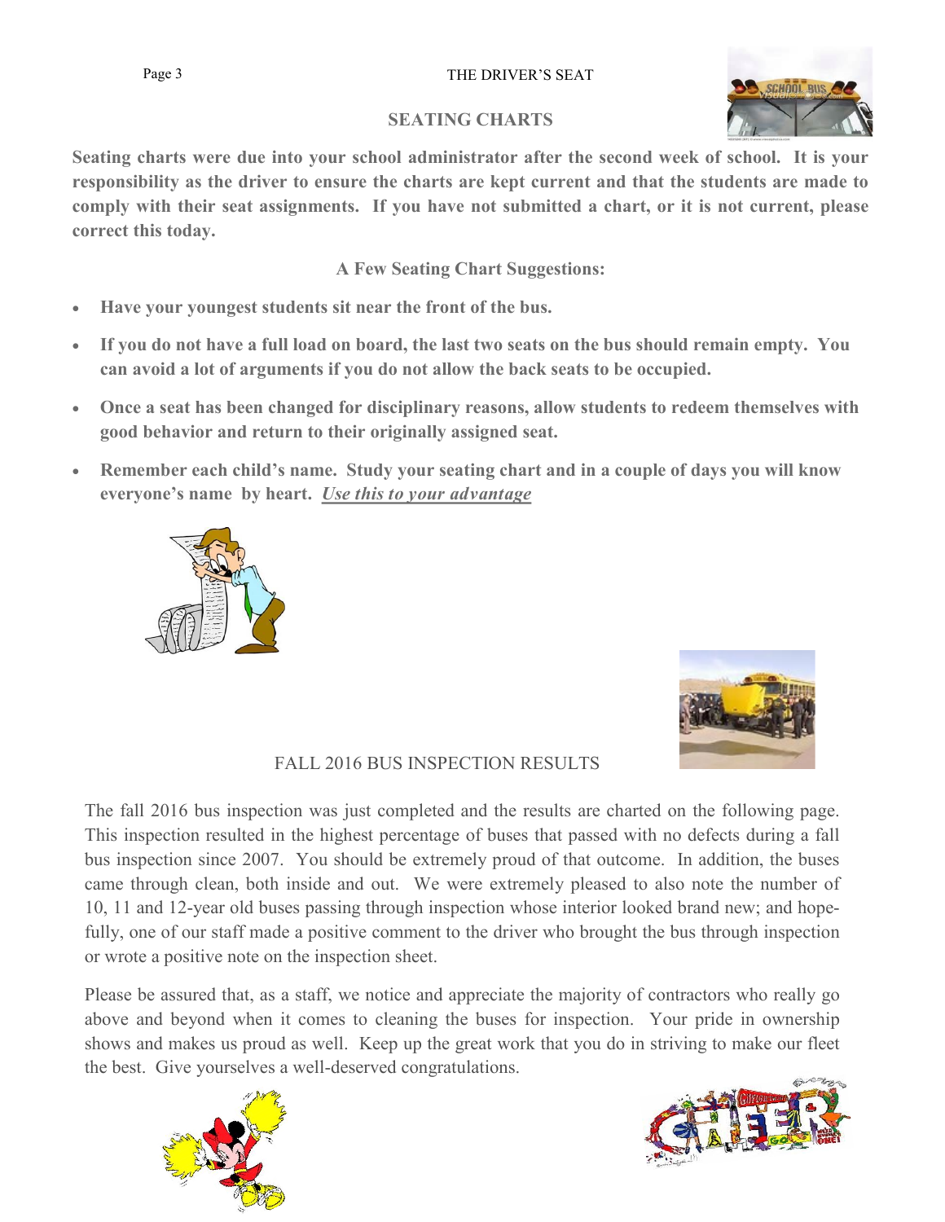## SEATING CHARTS

**Seating charts were due into your school administrator after the second week of school. It is your responsibility as the driver to ensure the charts are kept current and that the students are made to comply with their seat assignments. If you have not submitted a chart, or it is not current, please correct this today.**

**A Few Seating Chart Suggestions:**

- **Have your youngest students sit near the front of the bus.**
- **If you do not have a full load on board, the last two seats on the bus should remain empty. You can avoid a lot of arguments if you do not allow the back seats to be occupied.**
- **Once a seat has been changed for disciplinary reasons, allow students to redeem themselves with good behavior and return to their originally assigned seat.**
- **Remember each child's name. Study your seating chart and in a couple of days you will know everyone's name by heart. *Use this to your advantage***

## FALL 2016 BUS INSPECTION RESULTS

The fall 2016 bus inspection was just completed and the results are charted on the following page. This inspection resulted in the highest percentage of buses that passed with no defects during a fall bus inspection since 2007. You should be extremely proud of that outcome. In addition, the buses came through clean, both inside and out. We were extremely pleased to also note the number of 10, 11 and 12-year old buses passing through inspection whose interior looked brand new; and hopefully, one of our staff made a positive comment to the driver who brought the bus through inspection or wrote a positive note on the inspection sheet.

Please be assured that, as a staff, we notice and appreciate the majority of contractors who really go above and beyond when it comes to cleaning the buses for inspection. Your pride in ownership shows and makes us proud as well. Keep up the great work that you do in striving to make our fleet the best. Give yourselves a well-deserved congratulations.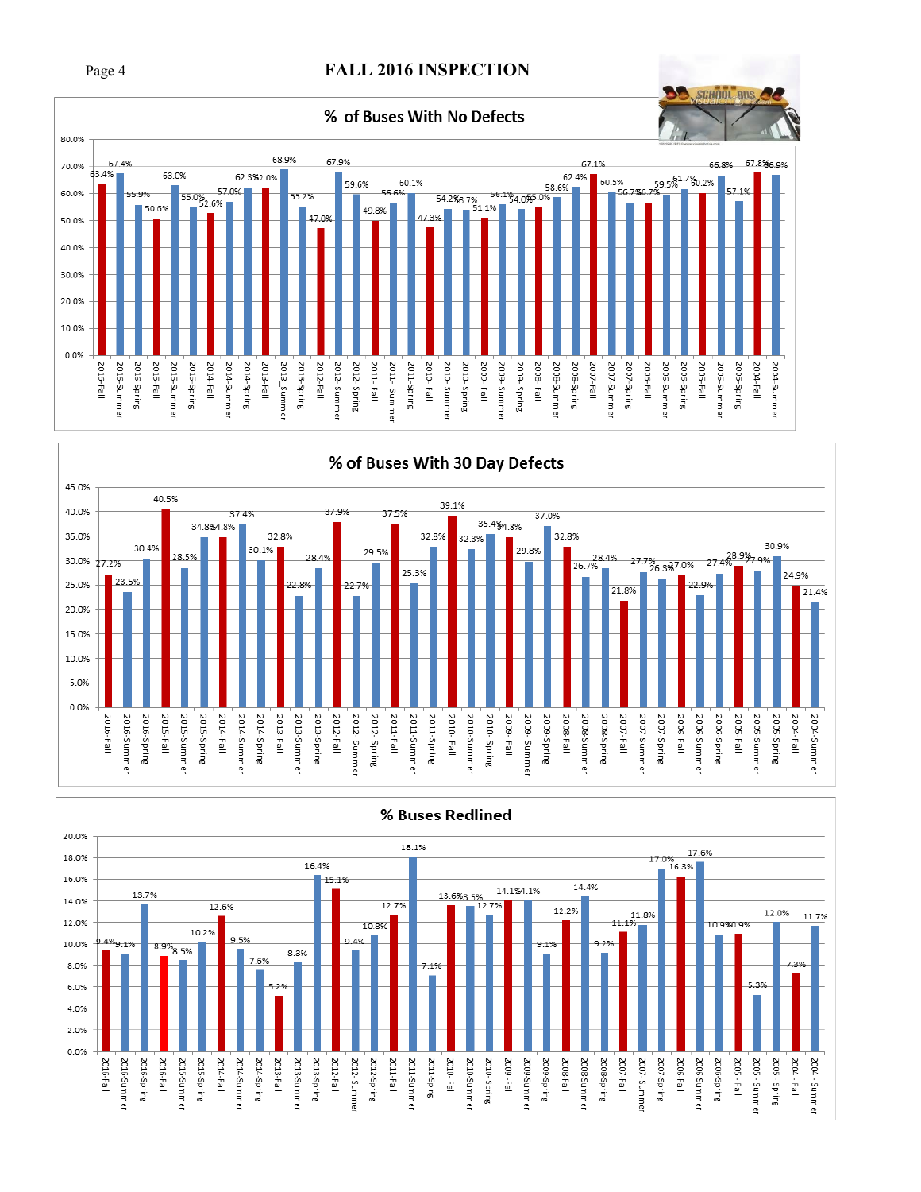# FALL 2016 INSPECTION

## % of Buses With No Defects

80.0%
70.0%
60.0%
50.0%
40.0%
30.0%
20.0%
10.0%
0.0%

63.4% 67.4% 55.9% 50.6% 63.0% 55.0% 52.6% 57.0% 62.3% 62.0% 68.9% 55.2% 47.0% 67.9% 59.6% 49.8% 56.6% 60.1% 47.3% 54.2% 53.7% 51.1% 56.1% 54.0% 55.0% 58.6% 62.4% 67.1% 60.5% 56.7% 56.7% 59.5% 61.7% 60.2% 66.8% 57.1% 67.8% 66.9%

2016-Fall, 2016-Summer, 2016-Spring, 2015-Fall, 2015-Summer, 2015-Spring, 2014-Fall, 2014-Summer, 2014-Spring, 2013-Fall, 2013_Summer, 2013-Spring, 2012-Fall, 2012- Summer, 2012- Spring, 2011- Fall, 2011- Summer, 2011-Spring, 2010- Fall, 2010- Summer, 2010- Spring, 2009- Fall, 2009- Summer, 2009- Spring, 2008- Fall, 2008-Summer, 2008-Spring, 2007-Fall, 2007-Summer, 2007-Spring, 2006-Fall, 2006-Summer, 2006-Spring, 2005-Fall, 2005-Summer, 2005-Spring, 2004-Fall, 2004-Summer

## % of Buses With 30 Day Defects

45.0%
40.0%
35.0%
30.0%
25.0%
20.0%
15.0%
10.0%
5.0%
0.0%

27.2% 23.5% 30.4% 40.5% 28.5% 34.8% 34.8% 37.4% 30.1% 32.8% 22.8% 28.4% 37.9% 22.7% 29.5% 37.5% 25.3% 32.8% 39.1% 32.3% 35.4% 34.8% 29.8% 37.0% 32.8% 26.7% 28.4% 21.8% 27.7% 26.3% 27.0% 22.9% 27.4% 28.9% 27.9% 30.9% 24.9% 21.4%

2016-Fall, 2016-Summer, 2016-Spring, 2015-Fall, 2015-Summer, 2015-Spring, 2014-Fall, 2014-Summer, 2014-Spring, 2013-Fall, 2013-Summer, 2013-Spring, 2012-Fall, 2012- Summer, 2012- Spring, 2011- Fall, 2011-Summer, 2011-Spring, 2010- Fall, 2010-Summer, 2010 Spring, 2009- Fall, 2009- Summer, 2009-Spring, 2008-Fall, 2008-Summer, 2008-Spring, 2007-Fall, 2007-Summer, 2007-Spring, 2006-Fall, 2006-Summer, 2006-Spring, 2005-Fall, 2005-Summer, 2005-Spring, 2004-Fall, 2004-Summer

## % Buses Redlined

20.0%
18.0%
16.0%
14.0%
12.0%
10.0%
8.0%
6.0%
4.0%
2.0%
0.0%

9.4% 9.1% 13.7% 8.9% 8.5% 10.2% 12.6% 9.5% 7.6% 5.2% 8.3% 16.4% 15.1% 9.4% 10.8% 12.7% 18.1% 7.1% 13.6% 13.5% 12.7% 14.1% 14.1% 9.1% 12.2% 14.4% 9.2% 11.1% 11.8% 17.0% 16.3% 17.6% 10.9% 10.9% 5.3% 12.0% 7.3% 11.7%

2016-Fall, 2016-Summer, 2016-Spring, 2016-Fall, 2015-Summer, 2015-Spring, 2014-Fall, 2014-Summer, 2014-Spring, 2013-Fall, 2013-Summer, 2013-Spring, 2012-Fall, 2012-Summer, 2012-Spring, 2011-Fall, 2011-Summer, 2011-Spring, 2010- Fall, 2010-Summer, 2010-Spring, 2009-Fall, 2009-Summer, 2009-Spring, 2008-Fall, 2008-Summer, 2008-Spring, 2007-Fall, 2007-Summer, 2007-Spring, 2006-Fall, 2006-Summer, 2006-Spring, 2005- Fall, 2005- Summer, 2005- Spring, 2004- Fall, 2004- Summer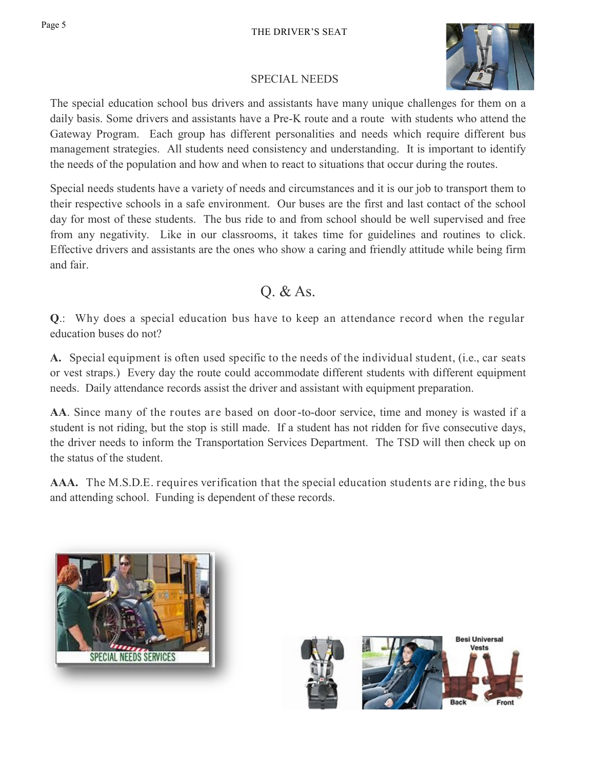## SPECIAL NEEDS

The special education school bus drivers and assistants have many unique challenges for them on a daily basis. Some drivers and assistants have a Pre-K route and a route with students who attend the Gateway Program. Each group has different personalities and needs which require different bus management strategies. All students need consistency and understanding. It is important to identify the needs of the population and how and when to react to situations that occur during the routes.

Special needs students have a variety of needs and circumstances and it is our job to transport them to their respective schools in a safe environment. Our buses are the first and last contact of the school day for most of these students. The bus ride to and from school should be well supervised and free from any negativity. Like in our classrooms, it takes time for guidelines and routines to click. Effective drivers and assistants are the ones who show a caring and friendly attitude while being firm and fair.

## Q. & As.

**Q**.: Why does a special education bus have to keep an attendance record when the regular education buses do not?

**A.** Special equipment is often used specific to the needs of the individual student, (i.e., car seats or vest straps.) Every day the route could accommodate different students with different equipment needs. Daily attendance records assist the driver and assistant with equipment preparation.

**AA**. Since many of the routes are based on door-to-door service, time and money is wasted if a student is not riding, but the stop is still made. If a student has not ridden for five consecutive days, the driver needs to inform the Transportation Services Department. The TSD will then check up on the status of the student.

**AAA.** The M.S.D.E. requires verification that the special education students are riding, the bus and attending school. Funding is dependent of these records.

SPECIAL NEEDS SERVICES

Besi Universal Vests

Back

Front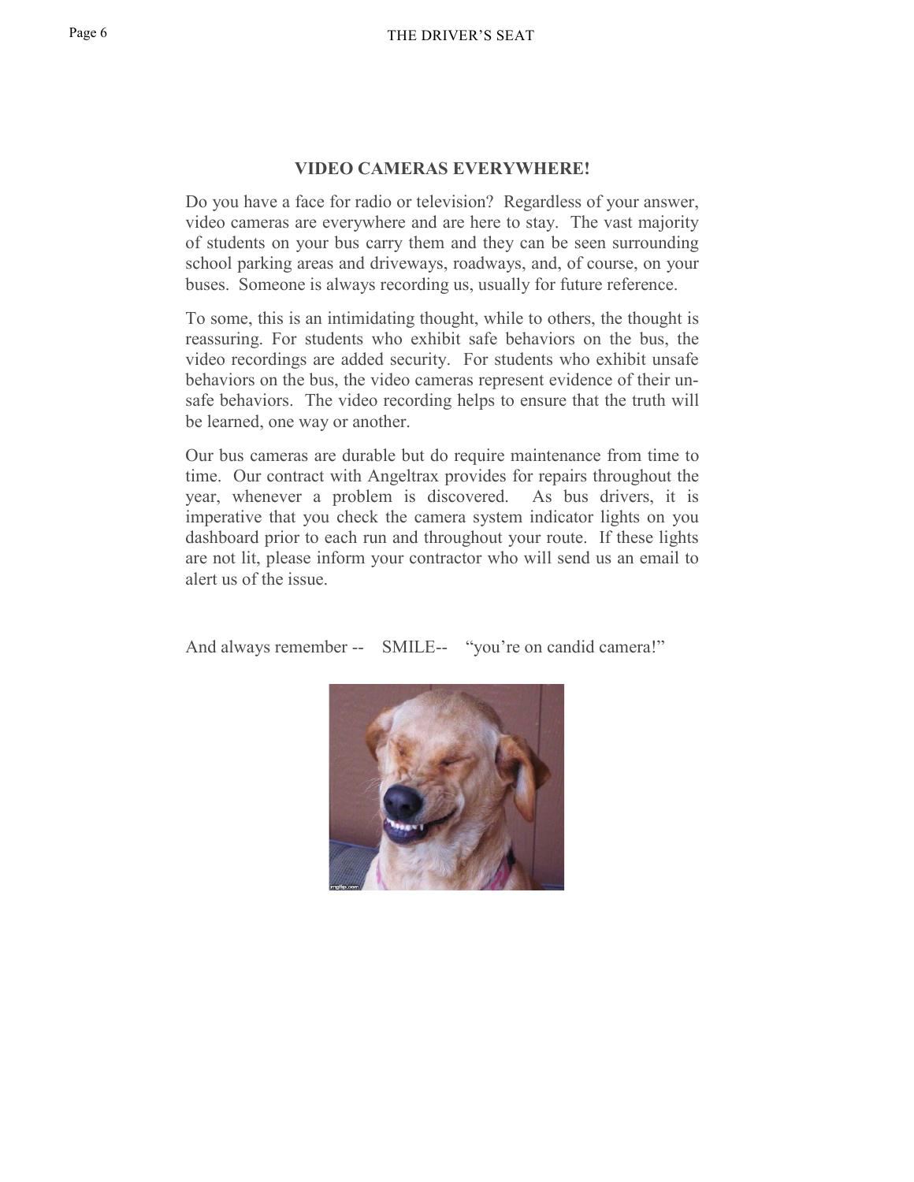## VIDEO CAMERAS EVERYWHERE!

Do you have a face for radio or television? Regardless of your answer, video cameras are everywhere and are here to stay. The vast majority of students on your bus carry them and they can be seen surrounding school parking areas and driveways, roadways, and, of course, on your buses. Someone is always recording us, usually for future reference.

To some, this is an intimidating thought, while to others, the thought is reassuring. For students who exhibit safe behaviors on the bus, the video recordings are added security. For students who exhibit unsafe behaviors on the bus, the video cameras represent evidence of their unsafe behaviors. The video recording helps to ensure that the truth will be learned, one way or another.

Our bus cameras are durable but do require maintenance from time to time. Our contract with Angeltrax provides for repairs throughout the year, whenever a problem is discovered. As bus drivers, it is imperative that you check the camera system indicator lights on you dashboard prior to each run and throughout your route. If these lights are not lit, please inform your contractor who will send us an email to alert us of the issue.

And always remember -- SMILE-- "you're on candid camera!"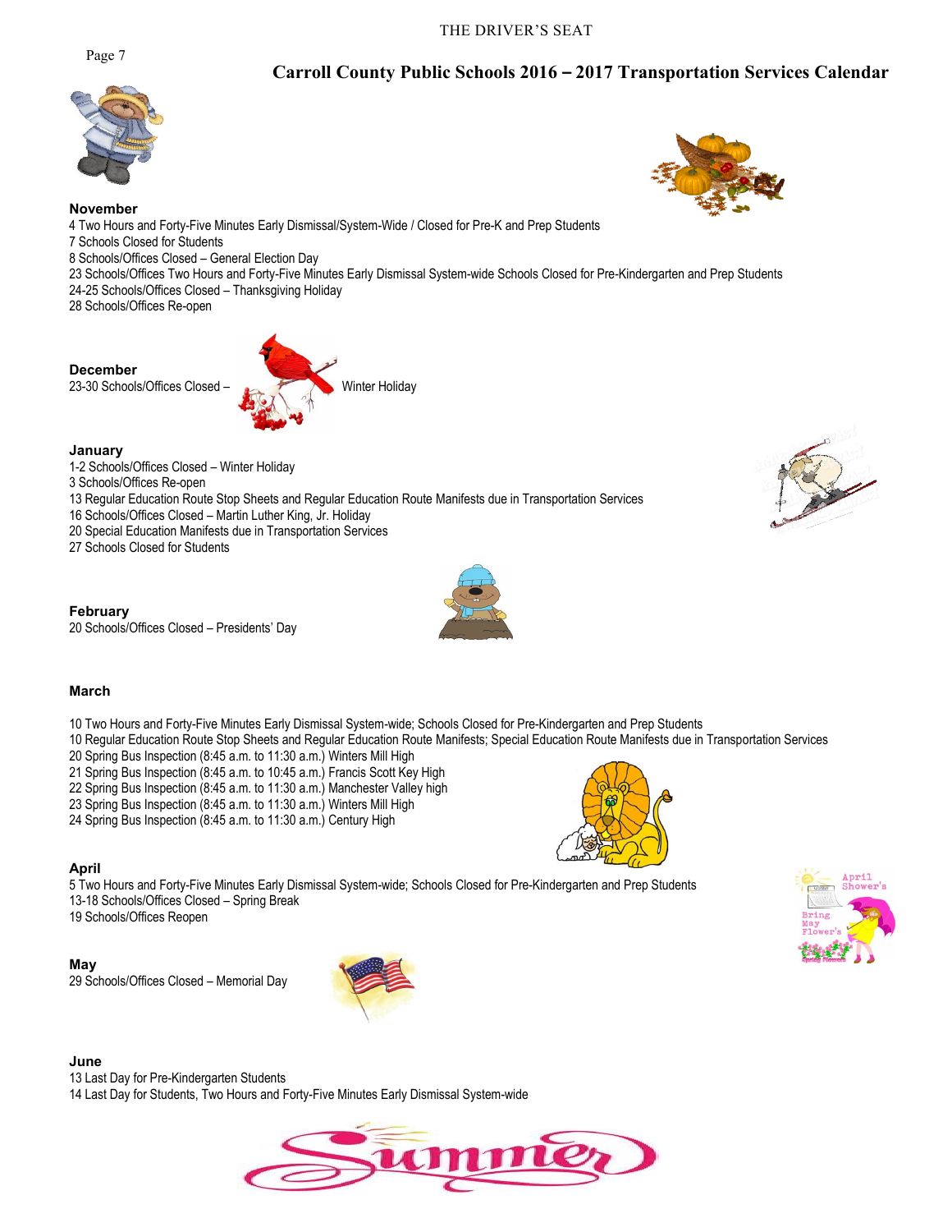# Carroll County Public Schools 2016 – 2017 Transportation Services Calendar

**November**

4 Two Hours and Forty-Five Minutes Early Dismissal/System-Wide / Closed for Pre-K and Prep Students
7 Schools Closed for Students
8 Schools/Offices Closed – General Election Day
23 Schools/Offices Two Hours and Forty-Five Minutes Early Dismissal System-wide Schools Closed for Pre-Kindergarten and Prep Students
24-25 Schools/Offices Closed – Thanksgiving Holiday
28 Schools/Offices Re-open

**December**

23-30 Schools/Offices Closed – Winter Holiday

**January**

1-2 Schools/Offices Closed – Winter Holiday
3 Schools/Offices Re-open
13 Regular Education Route Stop Sheets and Regular Education Route Manifests due in Transportation Services
16 Schools/Offices Closed – Martin Luther King, Jr. Holiday
20 Special Education Manifests due in Transportation Services
27 Schools Closed for Students

**February**

20 Schools/Offices Closed – Presidents' Day

**March**

10 Two Hours and Forty-Five Minutes Early Dismissal System-wide; Schools Closed for Pre-Kindergarten and Prep Students
10 Regular Education Route Stop Sheets and Regular Education Route Manifests; Special Education Route Manifests due in Transportation Services
20 Spring Bus Inspection (8:45 a.m. to 11:30 a.m.) Winters Mill High
21 Spring Bus Inspection (8:45 a.m. to 10:45 a.m.) Francis Scott Key High
22 Spring Bus Inspection (8:45 a.m. to 11:30 a.m.) Manchester Valley high
23 Spring Bus Inspection (8:45 a.m. to 11:30 a.m.) Winters Mill High
24 Spring Bus Inspection (8:45 a.m. to 11:30 a.m.) Century High

**April**

5 Two Hours and Forty-Five Minutes Early Dismissal System-wide; Schools Closed for Pre-Kindergarten and Prep Students
13-18 Schools/Offices Closed – Spring Break
19 Schools/Offices Reopen

**May**

29 Schools/Offices Closed – Memorial Day

**June**

13 Last Day for Pre-Kindergarten Students
14 Last Day for Students, Two Hours and Forty-Five Minutes Early Dismissal System-wide